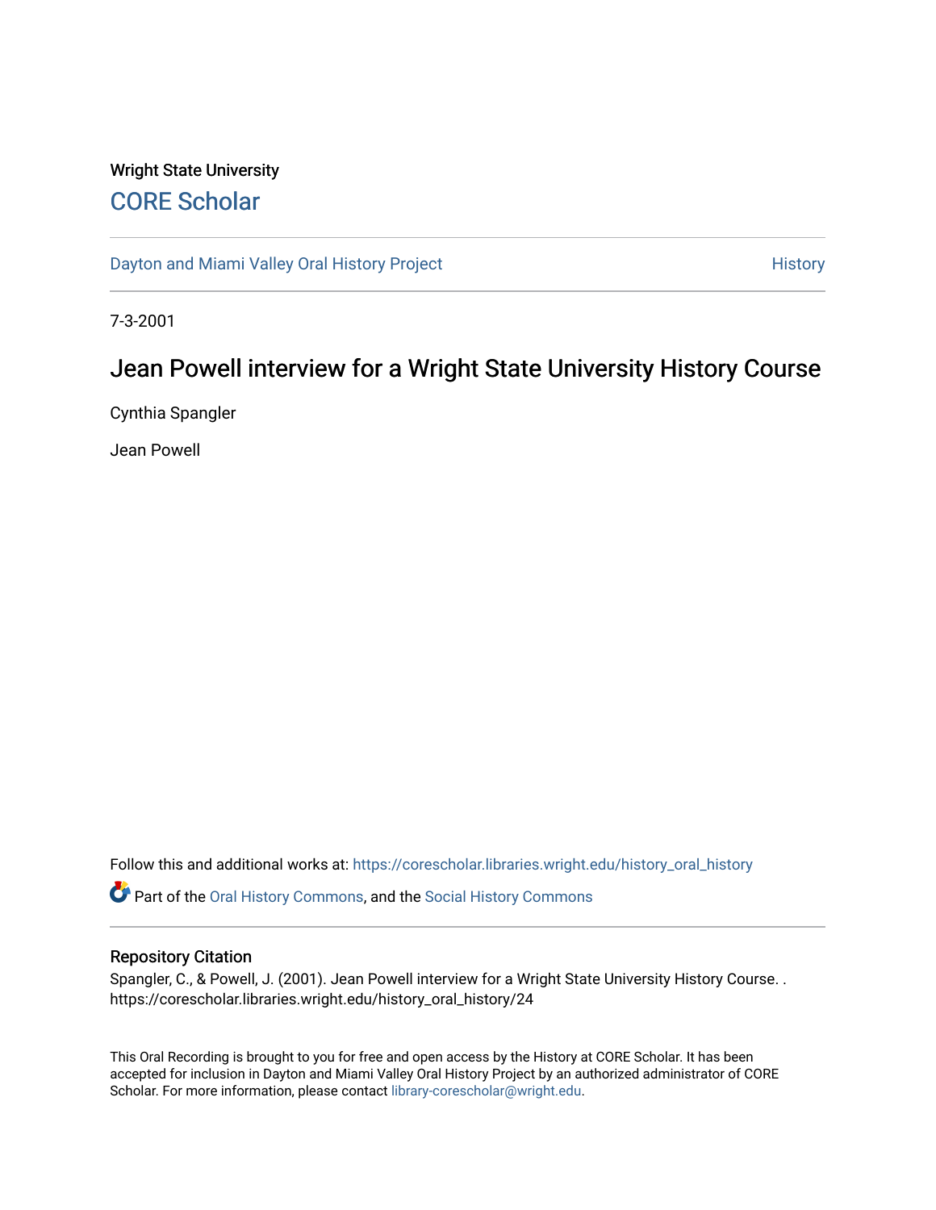Wright State University

CORE Scholar

Dayton and Miami Valley Oral History Project

History

7-3-2001

# Jean Powell interview for a Wright State University History Course

Cynthia Spangler

Jean Powell

Follow this and additional works at: https://corescholar.libraries.wright.edu/history_oral_history

Part of the Oral History Commons, and the Social History Commons

## Repository Citation

Spangler, C., & Powell, J. (2001). Jean Powell interview for a Wright State University History Course. . https://corescholar.libraries.wright.edu/history_oral_history/24

This Oral Recording is brought to you for free and open access by the History at CORE Scholar. It has been accepted for inclusion in Dayton and Miami Valley Oral History Project by an authorized administrator of CORE Scholar. For more information, please contact library-corescholar@wright.edu.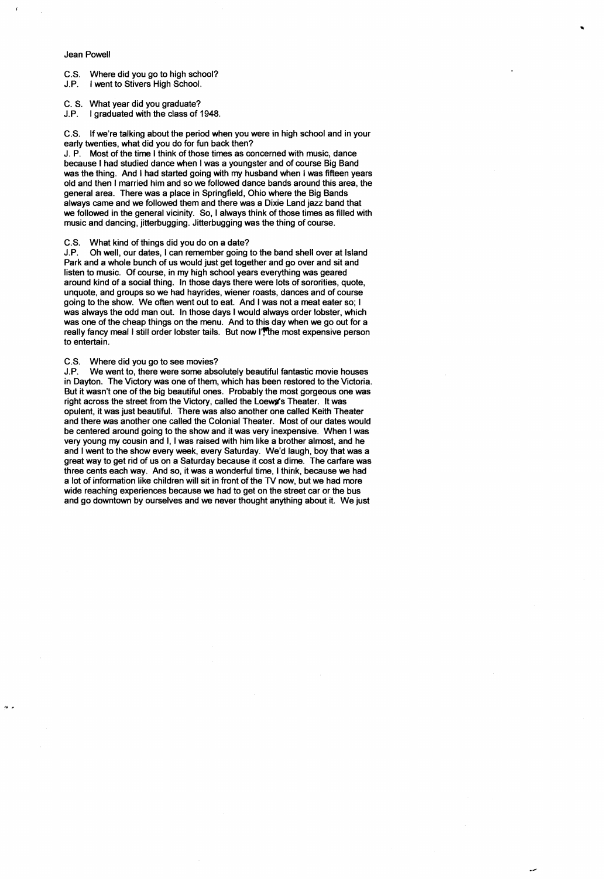Jean Powell

C.S. Where did you go to high school?
J.P. I went to Stivers High School.

C. S. What year did you graduate?
J.P. I graduated with the class of 1948.

C.S. If we're talking about the period when you were in high school and in your early twenties, what did you do for fun back then?
J. P. Most of the time I think of those times as concerned with music, dance because I had studied dance when I was a youngster and of course Big Band was the thing. And I had started going with my husband when I was fifteen years old and then I married him and so we followed dance bands around this area, the general area. There was a place in Springfield, Ohio where the Big Bands always came and we followed them and there was a Dixie Land jazz band that we followed in the general vicinity. So, I always think of those times as filled with music and dancing, jitterbugging. Jitterbugging was the thing of course.

C.S. What kind of things did you do on a date?
J.P. Oh well, our dates, I can remember going to the band shell over at Island Park and a whole bunch of us would just get together and go over and sit and listen to music. Of course, in my high school years everything was geared around kind of a social thing. In those days there were lots of sororities, quote, unquote, and groups so we had hayrides, wiener roasts, dances and of course going to the show. We often went out to eat. And I was not a meat eater so; I was always the odd man out. In those days I would always order lobster, which was one of the cheap things on the menu. And to this day when we go out for a really fancy meal I still order lobster tails. But now I'm the most expensive person to entertain.

C.S. Where did you go to see movies?
J.P. We went to, there were some absolutely beautiful fantastic movie houses in Dayton. The Victory was one of them, which has been restored to the Victoria. But it wasn't one of the big beautiful ones. Probably the most gorgeous one was right across the street from the Victory, called the Loew's Theater. It was opulent, it was just beautiful. There was also another one called Keith Theater and there was another one called the Colonial Theater. Most of our dates would be centered around going to the show and it was very inexpensive. When I was very young my cousin and I, I was raised with him like a brother almost, and he and I went to the show every week, every Saturday. We'd laugh, boy that was a great way to get rid of us on a Saturday because it cost a dime. The carfare was three cents each way. And so, it was a wonderful time, I think, because we had a lot of information like children will sit in front of the TV now, but we had more wide reaching experiences because we had to get on the street car or the bus and go downtown by ourselves and we never thought anything about it. We just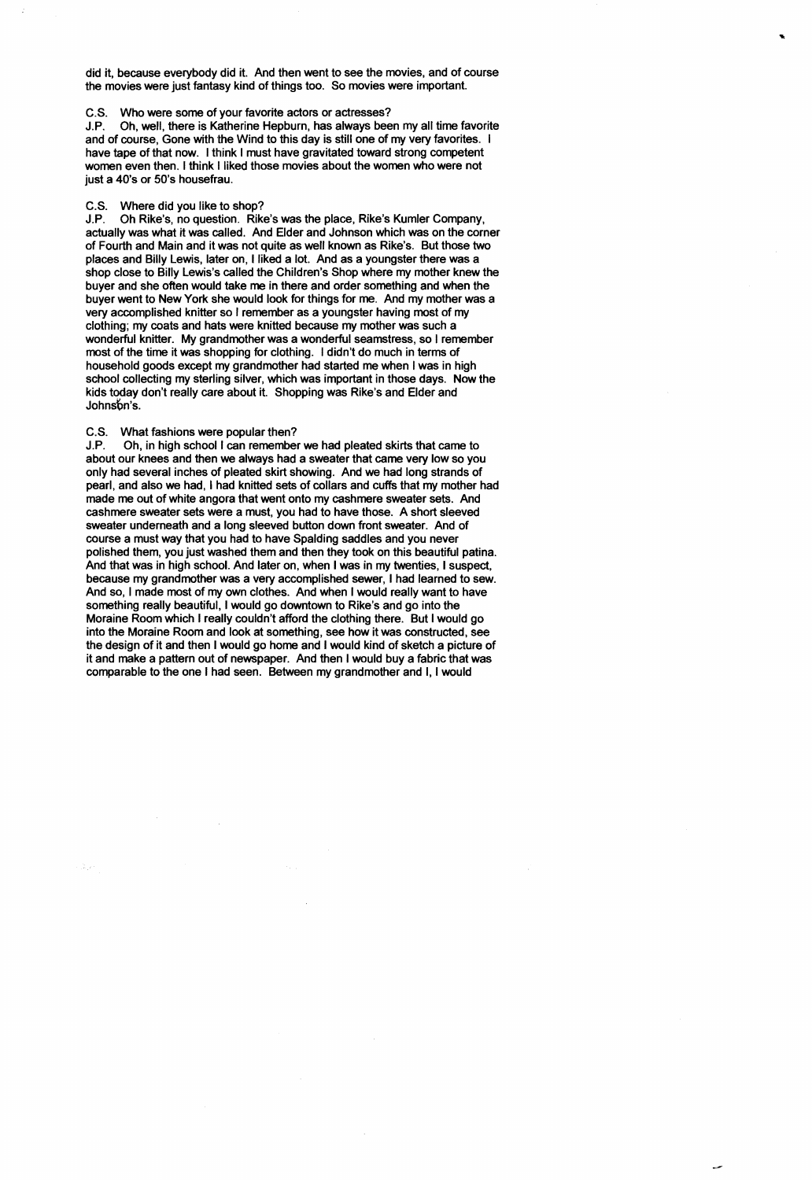did it, because everybody did it. And then went to see the movies, and of course the movies were just fantasy kind of things too. So movies were important.

C.S. Who were some of your favorite actors or actresses?
J.P. Oh, well, there is Katherine Hepburn, has always been my all time favorite and of course, Gone with the Wind to this day is still one of my very favorites. I have tape of that now. I think I must have gravitated toward strong competent women even then. I think I liked those movies about the women who were not just a 40's or 50's housefrau.

C.S. Where did you like to shop?
J.P. Oh Rike's, no question. Rike's was the place, Rike's Kumler Company, actually was what it was called. And Elder and Johnson which was on the corner of Fourth and Main and it was not quite as well known as Rike's. But those two places and Billy Lewis, later on, I liked a lot. And as a youngster there was a shop close to Billy Lewis's called the Children's Shop where my mother knew the buyer and she often would take me in there and order something and when the buyer went to New York she would look for things for me. And my mother was a very accomplished knitter so I remember as a youngster having most of my clothing; my coats and hats were knitted because my mother was such a wonderful knitter. My grandmother was a wonderful seamstress, so I remember most of the time it was shopping for clothing. I didn't do much in terms of household goods except my grandmother had started me when I was in high school collecting my sterling silver, which was important in those days. Now the kids today don't really care about it. Shopping was Rike's and Elder and Johnston's.

C.S. What fashions were popular then?
J.P. Oh, in high school I can remember we had pleated skirts that came to about our knees and then we always had a sweater that came very low so you only had several inches of pleated skirt showing. And we had long strands of pearl, and also we had, I had knitted sets of collars and cuffs that my mother had made me out of white angora that went onto my cashmere sweater sets. And cashmere sweater sets were a must, you had to have those. A short sleeved sweater underneath and a long sleeved button down front sweater. And of course a must way that you had to have Spalding saddles and you never polished them, you just washed them and then they took on this beautiful patina. And that was in high school. And later on, when I was in my twenties, I suspect, because my grandmother was a very accomplished sewer, I had learned to sew. And so, I made most of my own clothes. And when I would really want to have something really beautiful, I would go downtown to Rike's and go into the Moraine Room which I really couldn't afford the clothing there. But I would go into the Moraine Room and look at something, see how it was constructed, see the design of it and then I would go home and I would kind of sketch a picture of it and make a pattern out of newspaper. And then I would buy a fabric that was comparable to the one I had seen. Between my grandmother and I, I would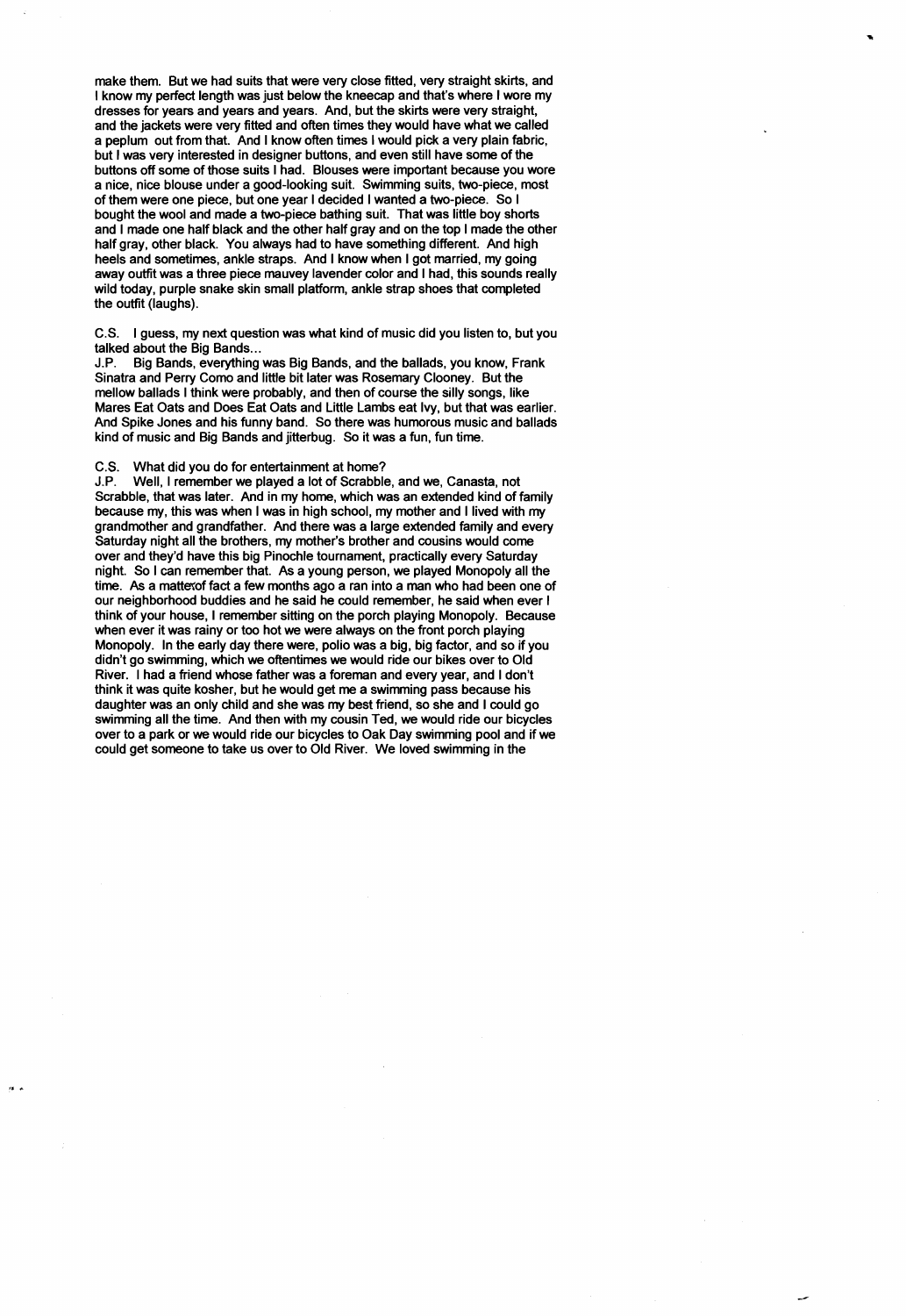make them. But we had suits that were very close fitted, very straight skirts, and I know my perfect length was just below the kneecap and that's where I wore my dresses for years and years and years. And, but the skirts were very straight, and the jackets were very fitted and often times they would have what we called a peplum out from that. And I know often times I would pick a very plain fabric, but I was very interested in designer buttons, and even still have some of the buttons off some of those suits I had. Blouses were important because you wore a nice, nice blouse under a good-looking suit. Swimming suits, two-piece, most of them were one piece, but one year I decided I wanted a two-piece. So I bought the wool and made a two-piece bathing suit. That was little boy shorts and I made one half black and the other half gray and on the top I made the other half gray, other black. You always had to have something different. And high heels and sometimes, ankle straps. And I know when I got married, my going away outfit was a three piece mauvey lavender color and I had, this sounds really wild today, purple snake skin small platform, ankle strap shoes that completed the outfit (laughs).

C.S. I guess, my next question was what kind of music did you listen to, but you talked about the Big Bands...

J.P. Big Bands, everything was Big Bands, and the ballads, you know, Frank Sinatra and Perry Como and little bit later was Rosemary Clooney. But the mellow ballads I think were probably, and then of course the silly songs, like Mares Eat Oats and Does Eat Oats and Little Lambs eat Ivy, but that was earlier. And Spike Jones and his funny band. So there was humorous music and ballads kind of music and Big Bands and jitterbug. So it was a fun, fun time.

C.S. What did you do for entertainment at home?

J.P. Well, I remember we played a lot of Scrabble, and we, Canasta, not Scrabble, that was later. And in my home, which was an extended kind of family because my, this was when I was in high school, my mother and I lived with my grandmother and grandfather. And there was a large extended family and every Saturday night all the brothers, my mother's brother and cousins would come over and they'd have this big Pinochle tournament, practically every Saturday night. So I can remember that. As a young person, we played Monopoly all the time. As a matter of fact a few months ago a ran into a man who had been one of our neighborhood buddies and he said he could remember, he said when ever I think of your house, I remember sitting on the porch playing Monopoly. Because when ever it was rainy or too hot we were always on the front porch playing Monopoly. In the early day there were, polio was a big, big factor, and so if you didn't go swimming, which we oftentimes we would ride our bikes over to Old River. I had a friend whose father was a foreman and every year, and I don't think it was quite kosher, but he would get me a swimming pass because his daughter was an only child and she was my best friend, so she and I could go swimming all the time. And then with my cousin Ted, we would ride our bicycles over to a park or we would ride our bicycles to Oak Day swimming pool and if we could get someone to take us over to Old River. We loved swimming in the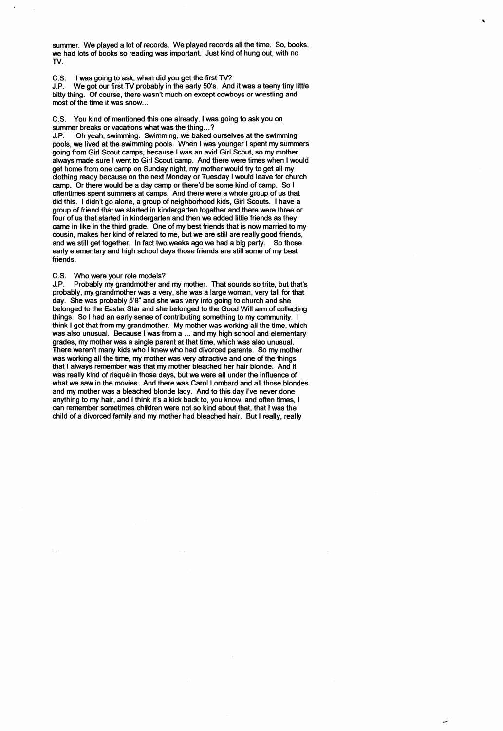summer. We played a lot of records. We played records all the time. So, books, we had lots of books so reading was important. Just kind of hung out, with no TV.

C.S. I was going to ask, when did you get the first TV?
J.P. We got our first TV probably in the early 50's. And it was a teeny tiny little bitty thing. Of course, there wasn't much on except cowboys or wrestling and most of the time it was snow...

C.S. You kind of mentioned this one already, I was going to ask you on summer breaks or vacations what was the thing...?
J.P. Oh yeah, swimming. Swimming, we baked ourselves at the swimming pools, we lived at the swimming pools. When I was younger I spent my summers going from Girl Scout camps, because I was an avid Girl Scout, so my mother always made sure I went to Girl Scout camp. And there were times when I would get home from one camp on Sunday night, my mother would try to get all my clothing ready because on the next Monday or Tuesday I would leave for church camp. Or there would be a day camp or there'd be some kind of camp. So I oftentimes spent summers at camps. And there were a whole group of us that did this. I didn't go alone, a group of neighborhood kids, Girl Scouts. I have a group of friend that we started in kindergarten together and there were three or four of us that started in kindergarten and then we added little friends as they came in like in the third grade. One of my best friends that is now married to my cousin, makes her kind of related to me, but we are still are really good friends, and we still get together. In fact two weeks ago we had a big party. So those early elementary and high school days those friends are still some of my best friends.

C.S. Who were your role models?
J.P. Probably my grandmother and my mother. That sounds so trite, but that's probably, my grandmother was a very, she was a large woman, very tall for that day. She was probably 5'8" and she was very into going to church and she belonged to the Easter Star and she belonged to the Good Will arm of collecting things. So I had an early sense of contributing something to my community. I think I got that from my grandmother. My mother was working all the time, which was also unusual. Because I was from a ... and my high school and elementary grades, my mother was a single parent at that time, which was also unusual. There weren't many kids who I knew who had divorced parents. So my mother was working all the time, my mother was very attractive and one of the things that I always remember was that my mother bleached her hair blonde. And it was really kind of risqué in those days, but we were all under the influence of what we saw in the movies. And there was Carol Lombard and all those blondes and my mother was a bleached blonde lady. And to this day I've never done anything to my hair, and I think it's a kick back to, you know, and often times, I can remember sometimes children were not so kind about that, that I was the child of a divorced family and my mother had bleached hair. But I really, really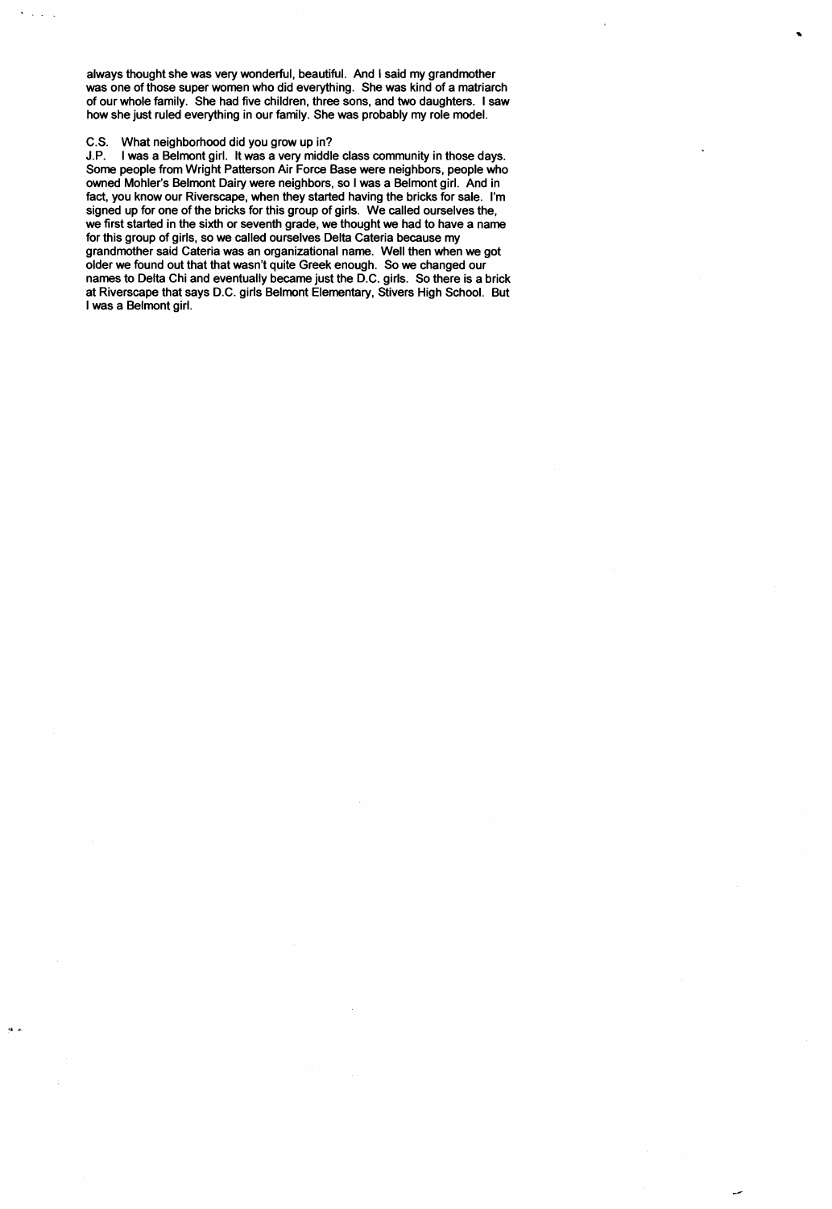always thought she was very wonderful, beautiful. And I said my grandmother was one of those super women who did everything. She was kind of a matriarch of our whole family. She had five children, three sons, and two daughters. I saw how she just ruled everything in our family. She was probably my role model.

C.S. What neighborhood did you grow up in?

J.P. I was a Belmont girl. It was a very middle class community in those days. Some people from Wright Patterson Air Force Base were neighbors, people who owned Mohler's Belmont Dairy were neighbors, so I was a Belmont girl. And in fact, you know our Riverscape, when they started having the bricks for sale. I'm signed up for one of the bricks for this group of girls. We called ourselves the, we first started in the sixth or seventh grade, we thought we had to have a name for this group of girls, so we called ourselves Delta Cateria because my grandmother said Cateria was an organizational name. Well then when we got older we found out that that wasn't quite Greek enough. So we changed our names to Delta Chi and eventually became just the D.C. girls. So there is a brick at Riverscape that says D.C. girls Belmont Elementary, Stivers High School. But I was a Belmont girl.